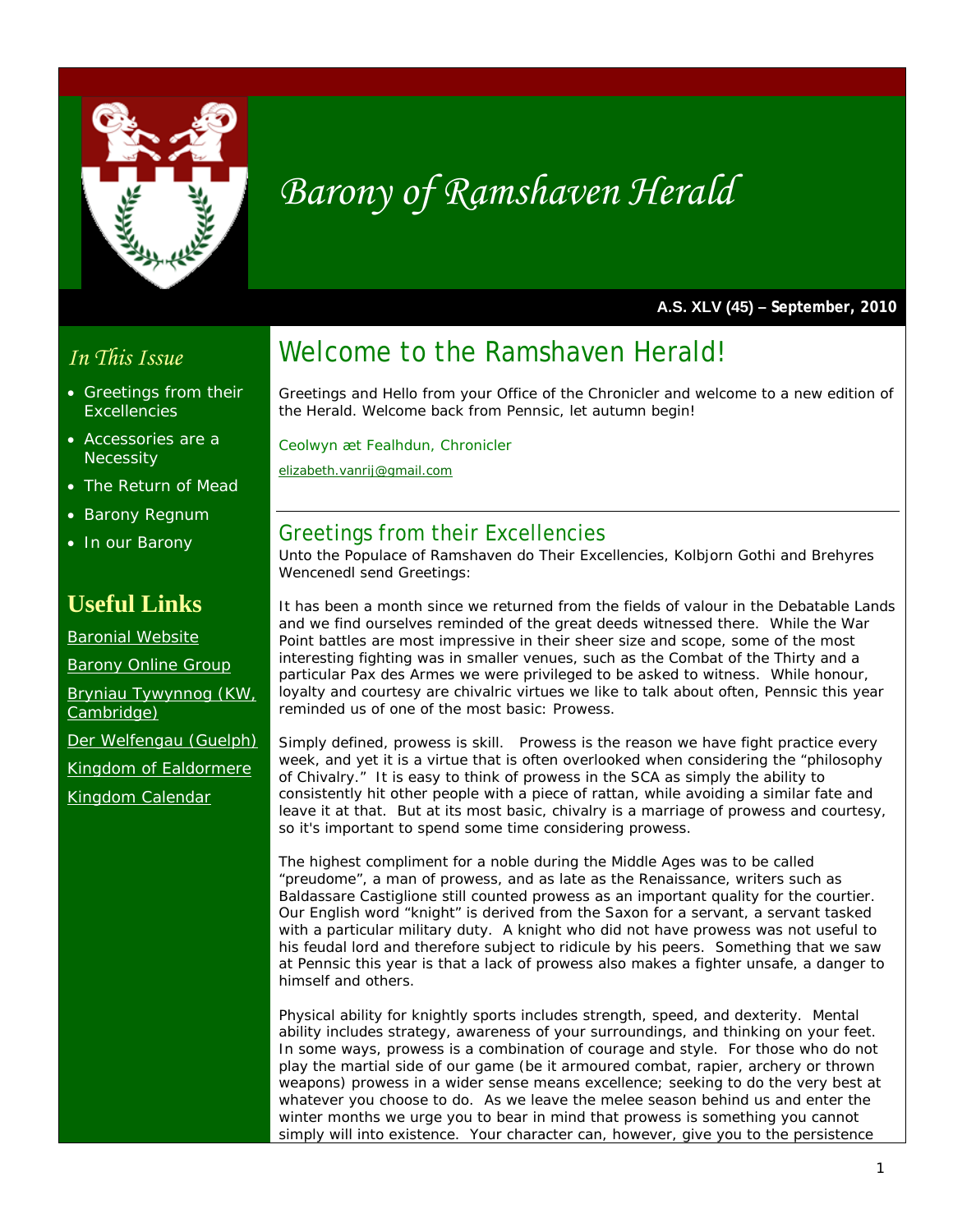# Barony of Ramshaven Herald

**A.S. XLV (45) – September, 2010**

*In This Issue*

- Greetings from their Excellencies
- Accessories are a Necessity
- The Return of Mead
- Barony Regnum
- In our Barony

## Useful Links

Baronial Website

Barony Online Group

Bryniau Tywynnog (KW, Cambridge)

Der Welfengau (Guelph)

Kingdom of Ealdormere

Kingdom Calendar

# Welcome to the Ramshaven Herald!

Greetings and Hello from your Office of the Chronicler and welcome to a new edition of the Herald. Welcome back from Pennsic, let autumn begin!

Ceolwyn æt Fealhdun, Chronicler

elizabeth.vanrij@gmail.com

---

## Greetings from their Excellencies

Unto the Populace of Ramshaven do Their Excellencies, Kolbjorn Gothi and Brehyres Wencenedl send Greetings:

It has been a month since we returned from the fields of valour in the Debatable Lands and we find ourselves reminded of the great deeds witnessed there. While the War Point battles are most impressive in their sheer size and scope, some of the most interesting fighting was in smaller venues, such as the Combat of the Thirty and a particular Pax des Armes we were privileged to be asked to witness. While honour, loyalty and courtesy are chivalric virtues we like to talk about often, Pennsic this year reminded us of one of the most basic: Prowess.

Simply defined, prowess is skill. Prowess is the reason we have fight practice every week, and yet it is a virtue that is often overlooked when considering the "philosophy of Chivalry." It is easy to think of prowess in the SCA as simply the ability to consistently hit other people with a piece of rattan, while avoiding a similar fate and leave it at that. But at its most basic, chivalry is a marriage of prowess and courtesy, so it's important to spend some time considering prowess.

The highest compliment for a noble during the Middle Ages was to be called "preudome", a man of prowess, and as late as the Renaissance, writers such as Baldassare Castiglione still counted prowess as an important quality for the courtier. Our English word "knight" is derived from the Saxon for a servant, a servant tasked with a particular military duty. A knight who did not have prowess was not useful to his feudal lord and therefore subject to ridicule by his peers. Something that we saw at Pennsic this year is that a lack of prowess also makes a fighter unsafe, a danger to himself and others.

Physical ability for knightly sports includes strength, speed, and dexterity. Mental ability includes strategy, awareness of your surroundings, and thinking on your feet. In some ways, prowess is a combination of courage and style. For those who do not play the martial side of our game (be it armoured combat, rapier, archery or thrown weapons) prowess in a wider sense means excellence; seeking to do the very best at whatever you choose to do. As we leave the melee season behind us and enter the winter months we urge you to bear in mind that prowess is something you cannot simply will into existence. Your character can, however, give you to the persistence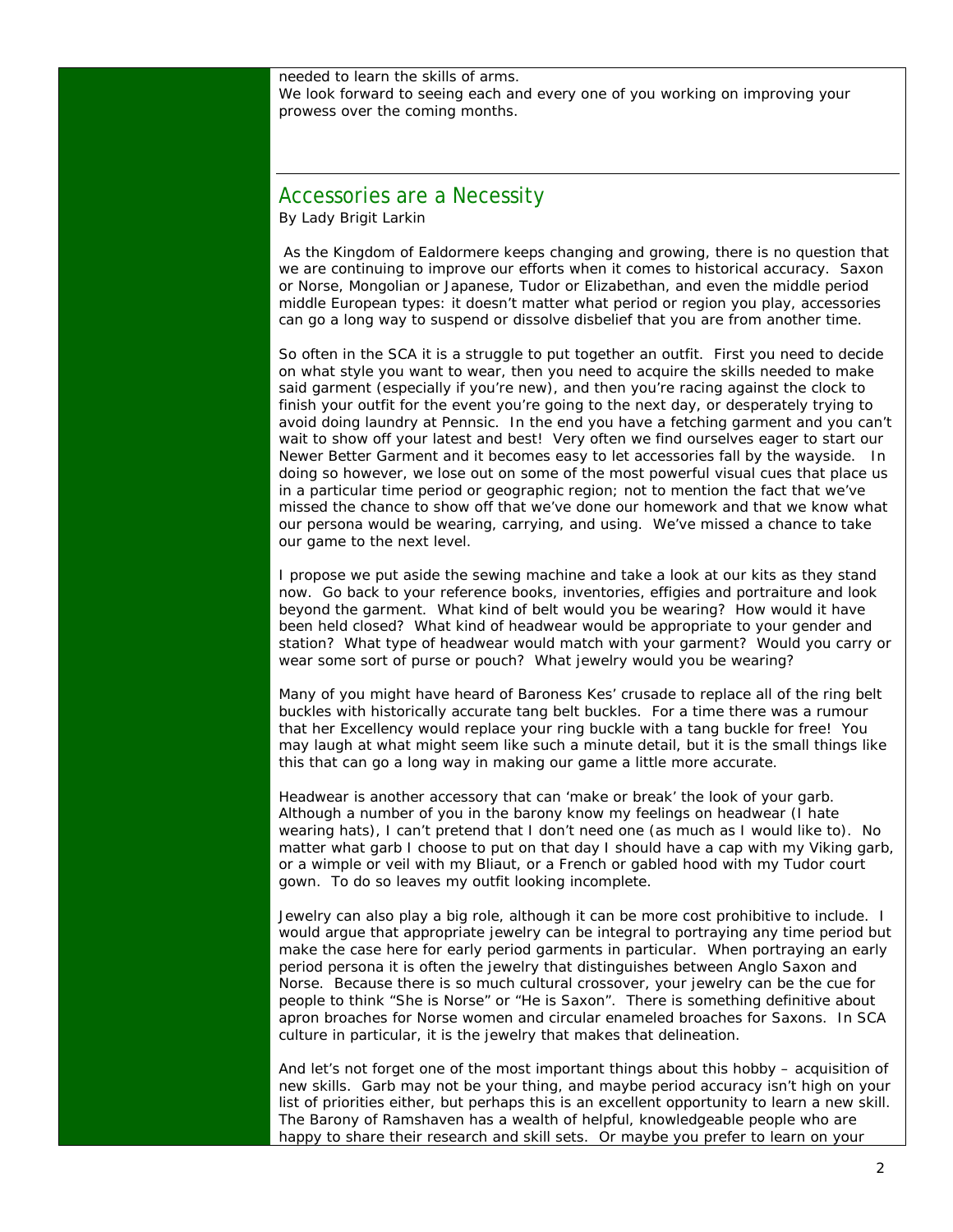needed to learn the skills of arms.
We look forward to seeing each and every one of you working on improving your prowess over the coming months.

---

## Accessories are a Necessity

By Lady Brigit Larkin

As the Kingdom of Ealdormere keeps changing and growing, there is no question that we are continuing to improve our efforts when it comes to historical accuracy. Saxon or Norse, Mongolian or Japanese, Tudor or Elizabethan, and even the middle period middle European types: it doesn't matter what period or region you play, accessories can go a long way to suspend or dissolve disbelief that you are from another time.

So often in the SCA it is a struggle to put together an outfit. First you need to decide on what style you want to wear, then you need to acquire the skills needed to make said garment (especially if you're new), and then you're racing against the clock to finish your outfit for the event you're going to the next day, or desperately trying to avoid doing laundry at Pennsic. In the end you have a fetching garment and you can't wait to show off your latest and best! Very often we find ourselves eager to start our Newer Better Garment and it becomes easy to let accessories fall by the wayside. In doing so however, we lose out on some of the most powerful visual cues that place us in a particular time period or geographic region; not to mention the fact that we've missed the chance to show off that we've done our homework and that we know what our persona would be wearing, carrying, and using. We've missed a chance to take our game to the next level.

I propose we put aside the sewing machine and take a look at our kits as they stand now. Go back to your reference books, inventories, effigies and portraiture and look beyond the garment. What kind of belt would you be wearing? How would it have been held closed? What kind of headwear would be appropriate to your gender and station? What type of headwear would match with your garment? Would you carry or wear some sort of purse or pouch? What jewelry would you be wearing?

Many of you might have heard of Baroness Kes' crusade to replace all of the ring belt buckles with historically accurate tang belt buckles. For a time there was a rumour that her Excellency would replace your ring buckle with a tang buckle for free! You may laugh at what might seem like such a minute detail, but it is the small things like this that can go a long way in making our game a little more accurate.

Headwear is another accessory that can 'make or break' the look of your garb. Although a number of you in the barony know my feelings on headwear (I hate wearing hats), I can't pretend that I don't need one (as much as I would like to). No matter what garb I choose to put on that day I should have a cap with my Viking garb, or a wimple or veil with my Bliaut, or a French or gabled hood with my Tudor court gown. To do so leaves my outfit looking incomplete.

Jewelry can also play a big role, although it can be more cost prohibitive to include. I would argue that appropriate jewelry can be integral to portraying any time period but make the case here for early period garments in particular. When portraying an early period persona it is often the jewelry that distinguishes between Anglo Saxon and Norse. Because there is so much cultural crossover, your jewelry can be the cue for people to think "She is Norse" or "He is Saxon". There is something definitive about apron broaches for Norse women and circular enameled broaches for Saxons. In SCA culture in particular, it is the jewelry that makes that delineation.

And let's not forget one of the most important things about this hobby – acquisition of new skills. Garb may not be your thing, and maybe period accuracy isn't high on your list of priorities either, but perhaps this is an excellent opportunity to learn a new skill. The Barony of Ramshaven has a wealth of helpful, knowledgeable people who are happy to share their research and skill sets. Or maybe you prefer to learn on your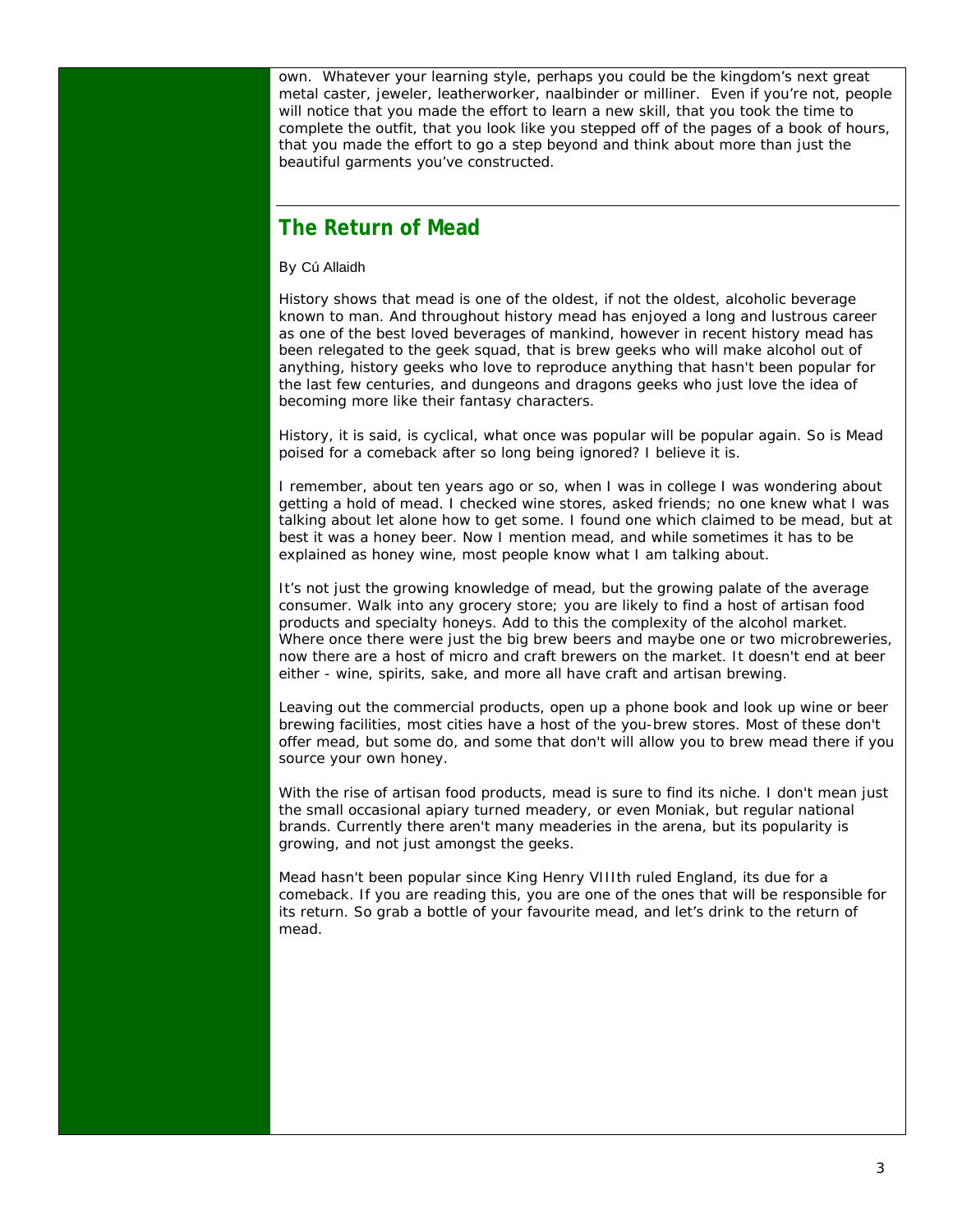own. Whatever your learning style, perhaps you could be the kingdom's next great metal caster, jeweler, leatherworker, naalbinder or milliner. Even if you're not, people will notice that you made the effort to learn a new skill, that you took the time to complete the outfit, that you look like you stepped off of the pages of a book of hours, that you made the effort to go a step beyond and think about more than just the beautiful garments you've constructed.

---

## The Return of Mead

By Cú Allaidh

History shows that mead is one of the oldest, if not the oldest, alcoholic beverage known to man. And throughout history mead has enjoyed a long and lustrous career as one of the best loved beverages of mankind, however in recent history mead has been relegated to the geek squad, that is brew geeks who will make alcohol out of anything, history geeks who love to reproduce anything that hasn't been popular for the last few centuries, and dungeons and dragons geeks who just love the idea of becoming more like their fantasy characters.

History, it is said, is cyclical, what once was popular will be popular again. So is Mead poised for a comeback after so long being ignored? I believe it is.

I remember, about ten years ago or so, when I was in college I was wondering about getting a hold of mead. I checked wine stores, asked friends; no one knew what I was talking about let alone how to get some. I found one which claimed to be mead, but at best it was a honey beer. Now I mention mead, and while sometimes it has to be explained as honey wine, most people know what I am talking about.

It's not just the growing knowledge of mead, but the growing palate of the average consumer. Walk into any grocery store; you are likely to find a host of artisan food products and specialty honeys. Add to this the complexity of the alcohol market. Where once there were just the big brew beers and maybe one or two microbreweries, now there are a host of micro and craft brewers on the market. It doesn't end at beer either - wine, spirits, sake, and more all have craft and artisan brewing.

Leaving out the commercial products, open up a phone book and look up wine or beer brewing facilities, most cities have a host of the you-brew stores. Most of these don't offer mead, but some do, and some that don't will allow you to brew mead there if you source your own honey.

With the rise of artisan food products, mead is sure to find its niche. I don't mean just the small occasional apiary turned meadery, or even Moniak, but regular national brands. Currently there aren't many meaderies in the arena, but its popularity is growing, and not just amongst the geeks.

Mead hasn't been popular since King Henry VIIIth ruled England, its due for a comeback. If you are reading this, you are one of the ones that will be responsible for its return. So grab a bottle of your favourite mead, and let's drink to the return of mead.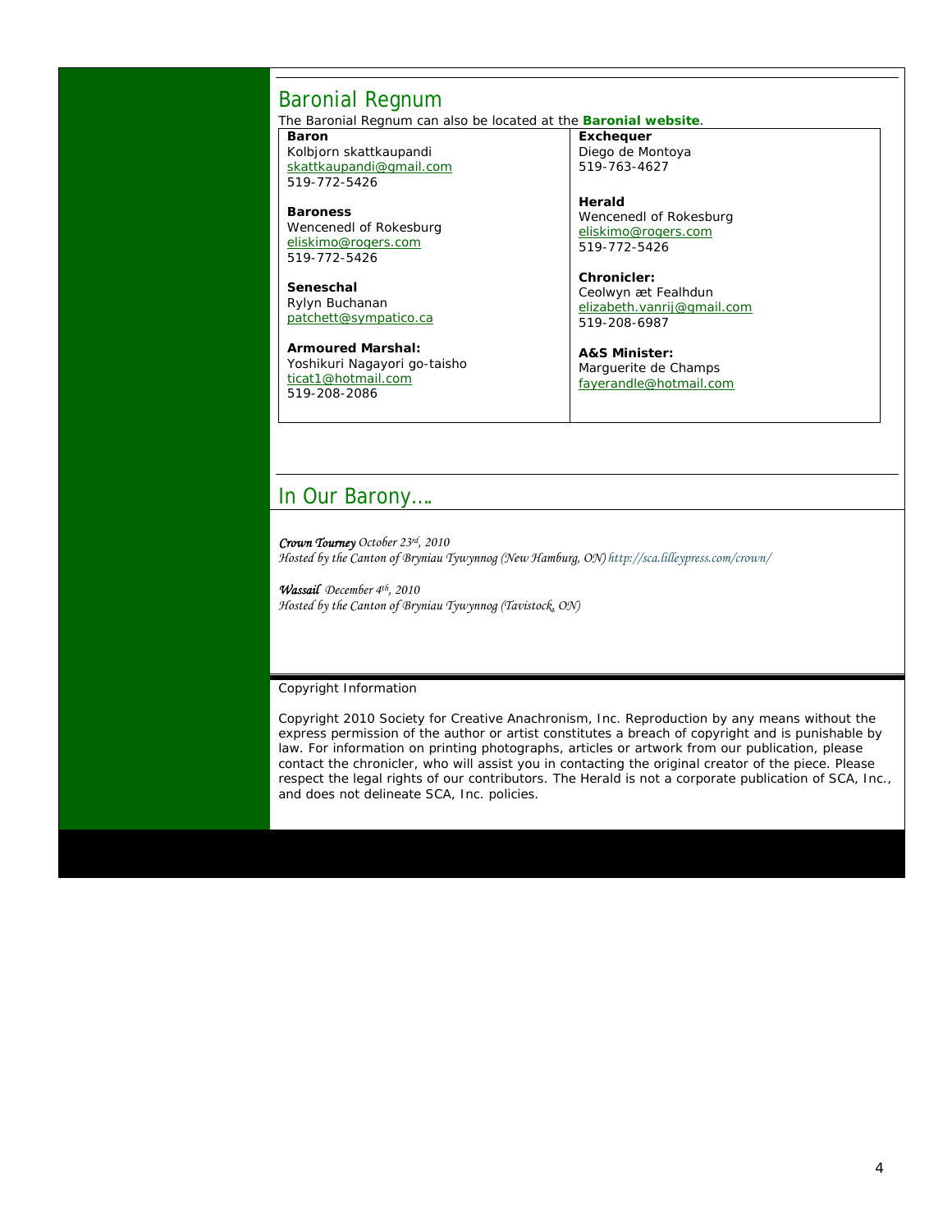## Baronial Regnum

The Baronial Regnum can also be located at the **Baronial website**.

**Baron**
Kolbjorn skattkaupandi
skattkaupandi@gmail.com
519-772-5426

**Baroness**
Wencenedl of Rokesburg
eliskimo@rogers.com
519-772-5426

**Seneschal**
Rylyn Buchanan
patchett@sympatico.ca

**Armoured Marshal:**
Yoshikuri Nagayori go-taisho
ticat1@hotmail.com
519-208-2086

**Exchequer**
Diego de Montoya
519-763-4627

**Herald**
Wencenedl of Rokesburg
eliskimo@rogers.com
519-772-5426

**Chronicler:**
Ceolwyn æt Fealhdun
elizabeth.vanrij@gmail.com
519-208-6987

**A&S Minister:**
Marguerite de Champs
fayerandle@hotmail.com

## In Our Barony….

***Crown Tourney*** *October 23rd, 2010*
*Hosted by the Canton of Bryniau Tywynnog (New Hamburg, ON) http://sca.lilleypress.com/crown/*

***Wassail*** *December 4th, 2010*
*Hosted by the Canton of Bryniau Tywynnog (Tavistock, ON)*

Copyright Information

Copyright 2010 Society for Creative Anachronism, Inc. Reproduction by any means without the express permission of the author or artist constitutes a breach of copyright and is punishable by law. For information on printing photographs, articles or artwork from our publication, please contact the chronicler, who will assist you in contacting the original creator of the piece. Please respect the legal rights of our contributors. The Herald is not a corporate publication of SCA, Inc., and does not delineate SCA, Inc. policies.